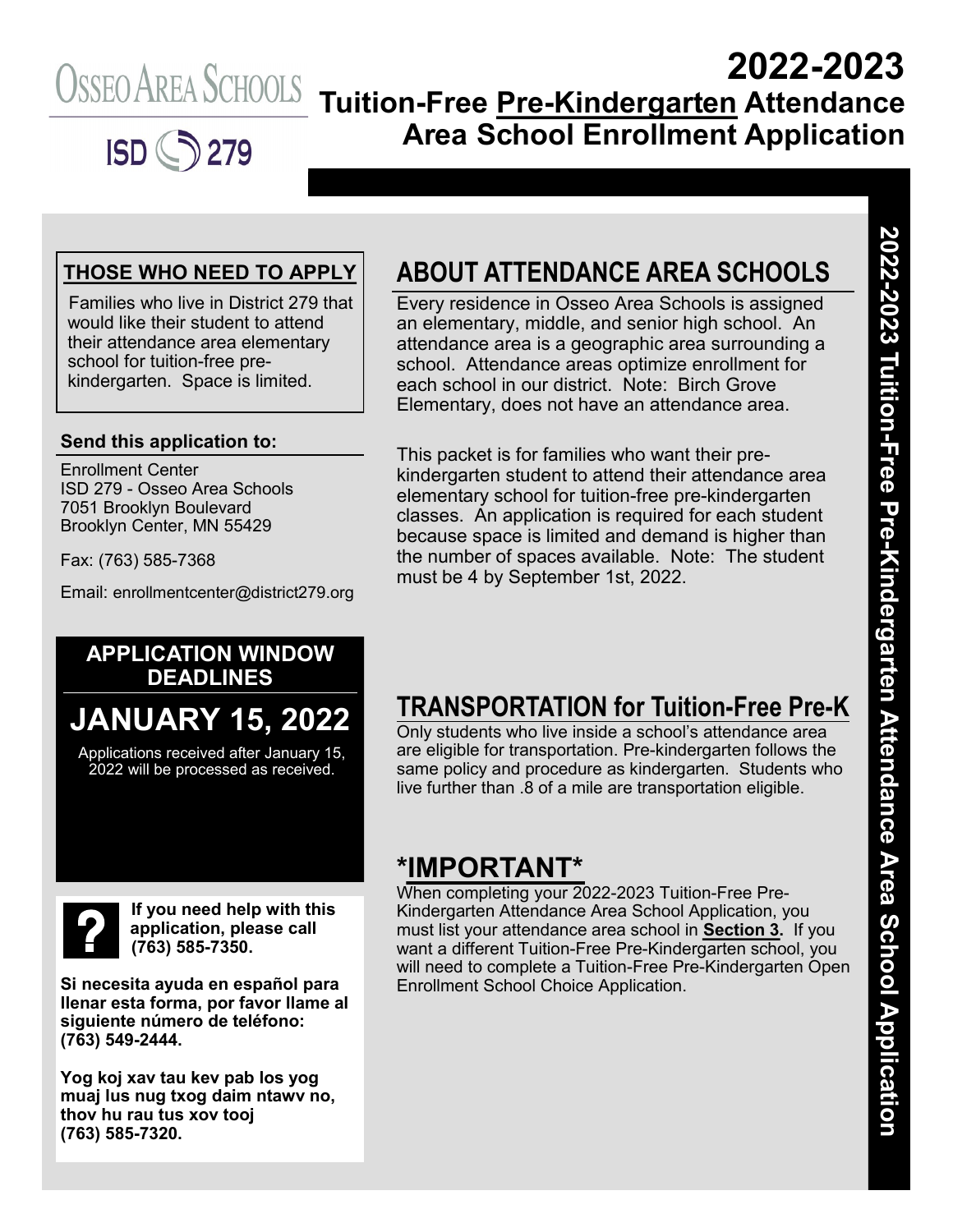Osseo Area Schools

ISD 279

# 2022-2023 Tuition-Free Pre-Kindergarten Attendance Area School Enrollment Application

### THOSE WHO NEED TO APPLY

Families who live in District 279 that would like their student to attend their attendance area elementary school for tuition-free pre-kindergarten. Space is limited.

**Send this application to:**

Enrollment Center
ISD 279 - Osseo Area Schools
7051 Brooklyn Boulevard
Brooklyn Center, MN 55429

Fax: (763) 585-7368

Email: enrollmentcenter@district279.org

### APPLICATION WINDOW DEADLINES

## JANUARY 15, 2022

Applications received after January 15, 2022 will be processed as received.

**If you need help with this application, please call (763) 585-7350.**

**Si necesita ayuda en español para llenar esta forma, por favor llame al siguiente número de teléfono: (763) 549-2444.**

**Yog koj xav tau kev pab los yog muaj lus nug txog daim ntawv no, thov hu rau tus xov tooj (763) 585-7320.**

## ABOUT ATTENDANCE AREA SCHOOLS

Every residence in Osseo Area Schools is assigned an elementary, middle, and senior high school. An attendance area is a geographic area surrounding a school. Attendance areas optimize enrollment for each school in our district. Note: Birch Grove Elementary, does not have an attendance area.

This packet is for families who want their pre-kindergarten student to attend their attendance area elementary school for tuition-free pre-kindergarten classes. An application is required for each student because space is limited and demand is higher than the number of spaces available. Note: The student must be 4 by September 1st, 2022.

## TRANSPORTATION for Tuition-Free Pre-K

Only students who live inside a school's attendance area are eligible for transportation. Pre-kindergarten follows the same policy and procedure as kindergarten. Students who live further than .8 of a mile are transportation eligible.

## *IMPORTANT*

When completing your 2022-2023 Tuition-Free Pre-Kindergarten Attendance Area School Application, you must list your attendance area school in **Section 3.** If you want a different Tuition-Free Pre-Kindergarten school, you will need to complete a Tuition-Free Pre-Kindergarten Open Enrollment School Choice Application.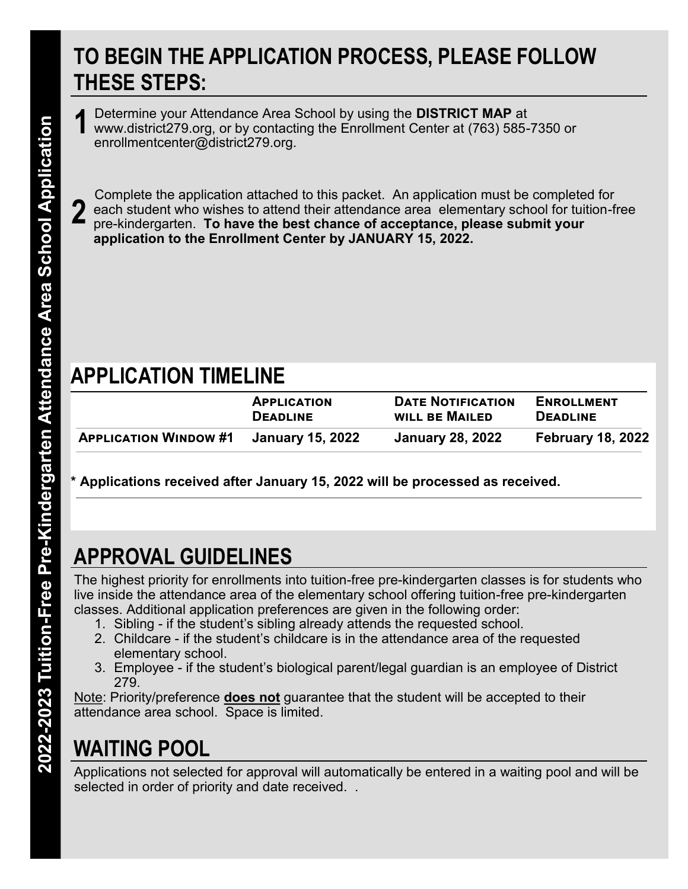2022-2023 Tuition-Free Pre-Kindergarten Attendance Area School Application

# TO BEGIN THE APPLICATION PROCESS, PLEASE FOLLOW THESE STEPS:

**1** Determine your Attendance Area School by using the **DISTRICT MAP** at www.district279.org, or by contacting the Enrollment Center at (763) 585-7350 or enrollmentcenter@district279.org.

**2** Complete the application attached to this packet. An application must be completed for each student who wishes to attend their attendance area elementary school for tuition-free pre-kindergarten. **To have the best chance of acceptance, please submit your application to the Enrollment Center by JANUARY 15, 2022.**

# APPLICATION TIMELINE

| | Application Deadline | Date Notification will be Mailed | Enrollment Deadline |
|---|---|---|---|
| **Application Window #1** | **January 15, 2022** | **January 28, 2022** | **February 18, 2022** |

**\* Applications received after January 15, 2022 will be processed as received.**

# APPROVAL GUIDELINES

The highest priority for enrollments into tuition-free pre-kindergarten classes is for students who live inside the attendance area of the elementary school offering tuition-free pre-kindergarten classes. Additional application preferences are given in the following order:

1. Sibling - if the student's sibling already attends the requested school.
2. Childcare - if the student's childcare is in the attendance area of the requested elementary school.
3. Employee - if the student's biological parent/legal guardian is an employee of District 279.

Note: Priority/preference **does not** guarantee that the student will be accepted to their attendance area school. Space is limited.

# WAITING POOL

Applications not selected for approval will automatically be entered in a waiting pool and will be selected in order of priority and date received. .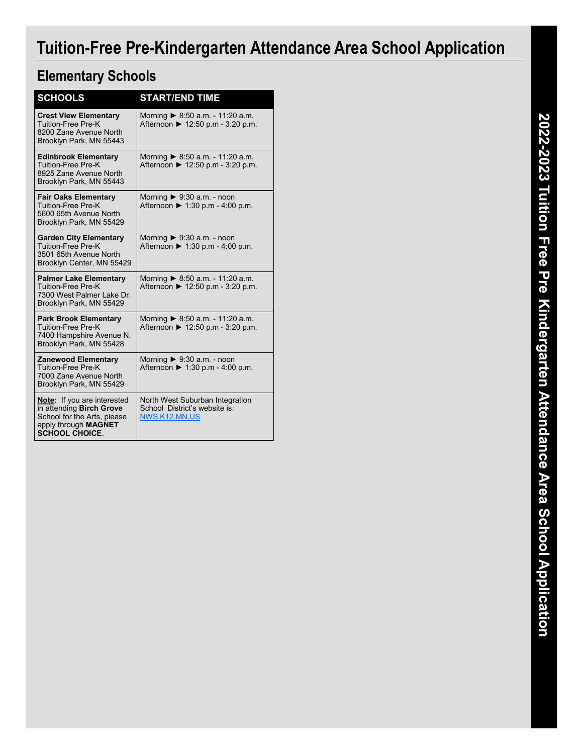# Tuition-Free Pre-Kindergarten Attendance Area School Application

## Elementary Schools

| SCHOOLS | START/END TIME |
|---|---|
| **Crest View Elementary**<br>Tuition-Free Pre-K<br>8200 Zane Avenue North<br>Brooklyn Park, MN 55443 | Morning ► 8:50 a.m. - 11:20 a.m.<br>Afternoon ► 12:50 p.m - 3:20 p.m. |
| **Edinbrook Elementary**<br>Tuition-Free Pre-K<br>8925 Zane Avenue North<br>Brooklyn Park, MN 55443 | Morning ► 8:50 a.m. - 11:20 a.m.<br>Afternoon ► 12:50 p.m - 3:20 p.m. |
| **Fair Oaks Elementary**<br>Tuition-Free Pre-K<br>5600 65th Avenue North<br>Brooklyn Park, MN 55429 | Morning ► 9:30 a.m. - noon<br>Afternoon ► 1:30 p.m - 4:00 p.m. |
| **Garden City Elementary**<br>Tuition-Free Pre-K<br>3501 65th Avenue North<br>Brooklyn Center, MN 55429 | Morning ► 9:30 a.m. - noon<br>Afternoon ► 1:30 p.m - 4:00 p.m. |
| **Palmer Lake Elementary**<br>Tuition-Free Pre-K<br>7300 West Palmer Lake Dr.<br>Brooklyn Park, MN 55429 | Morning ► 8:50 a.m. - 11:20 a.m.<br>Afternoon ► 12:50 p.m - 3:20 p.m. |
| **Park Brook Elementary**<br>Tuition-Free Pre-K<br>7400 Hampshire Avenue N.<br>Brooklyn Park, MN 55428 | Morning ► 8:50 a.m. - 11:20 a.m.<br>Afternoon ► 12:50 p.m - 3:20 p.m. |
| **Zanewood Elementary**<br>Tuition-Free Pre-K<br>7000 Zane Avenue North<br>Brooklyn Park, MN 55429 | Morning ► 9:30 a.m. - noon<br>Afternoon ► 1:30 p.m - 4:00 p.m. |
| **Note:** If you are interested in attending **Birch Grove** School for the Arts, please apply through **MAGNET SCHOOL CHOICE**. | North West Suburban Integration School District's website is: NWS.K12.MN.US |

2022-2023 Tuition Free Pre Kindergarten Attendance Area School Application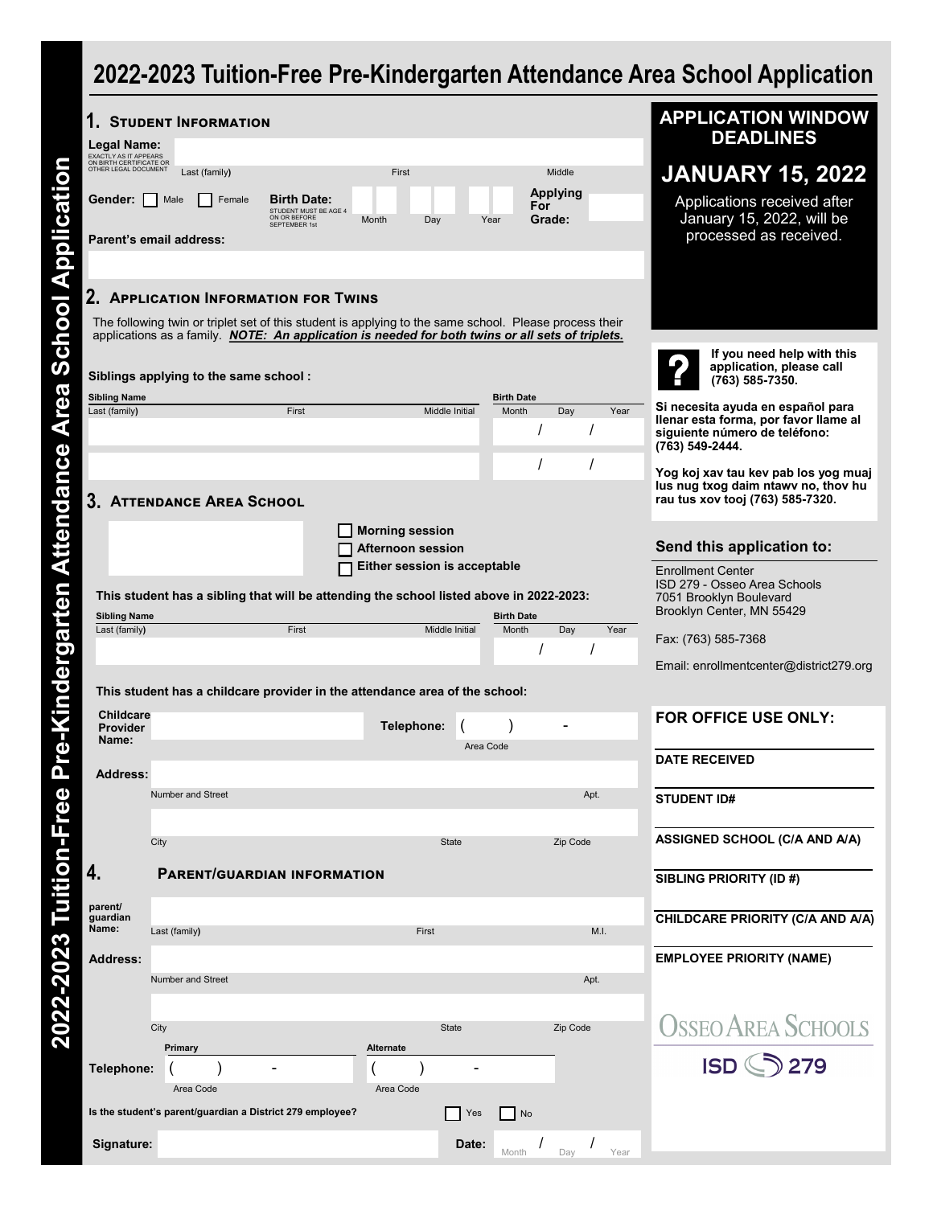# 2022-2023 Tuition-Free Pre-Kindergarten Attendance Area School Application

## 1. Student Information

**Legal Name:**
EXACTLY AS IT APPEARS ON BIRTH CERTIFICATE OR OTHER LEGAL DOCUMENT

Last (family) First Middle

**Gender:** ☐ Male ☐ Female **Birth Date:** STUDENT MUST BE AGE 4 ON OR BEFORE SEPTEMBER 1st Month Day Year **Applying For Grade:**

**Parent's email address:**

## 2. Application Information for Twins

The following twin or triplet set of this student is applying to the same school. Please process their applications as a family. ***NOTE: An application is needed for both twins or all sets of triplets.***

**Siblings applying to the same school :**

| Sibling Name Last (family) | First | Middle Initial | Birth Date Month / Day / Year |
|---|---|---|---|
| | | | / / |
| | | | / / |

## 3. Attendance Area School

☐ **Morning session**
☐ **Afternoon session**
☐ **Either session is acceptable**

**This student has a sibling that will be attending the school listed above in 2022-2023:**

| Sibling Name Last (family) | First | Middle Initial | Birth Date Month / Day / Year |
|---|---|---|---|
| | | | / / |

**This student has a childcare provider in the attendance area of the school:**

**Childcare Provider Name:** **Telephone:** ( ) - Area Code

**Address:**
Number and Street Apt.
City State Zip Code

## 4. Parent/guardian information

**parent/ guardian Name:** Last (family) First M.I.

**Address:**
Number and Street Apt.
City State Zip Code

**Telephone:** Primary ( ) - Area Code Alternate ( ) - Area Code

**Is the student's parent/guardian a District 279 employee?** ☐ Yes ☐ No

**Signature:** **Date:** Month / Day / Year

---

## APPLICATION WINDOW DEADLINES

## JANUARY 15, 2022

Applications received after January 15, 2022, will be processed as received.

**If you need help with this application, please call (763) 585-7350.**

**Si necesita ayuda en español para llenar esta forma, por favor llame al siguiente número de teléfono: (763) 549-2444.**

**Yog koj xav tau kev pab los yog muaj lus nug txog daim ntawv no, thov hu rau tus xov tooj (763) 585-7320.**

### Send this application to:

Enrollment Center
ISD 279 - Osseo Area Schools
7051 Brooklyn Boulevard
Brooklyn Center, MN 55429

Fax: (763) 585-7368

Email: enrollmentcenter@district279.org

### FOR OFFICE USE ONLY:

DATE RECEIVED

STUDENT ID#

ASSIGNED SCHOOL (C/A AND A/A)

SIBLING PRIORITY (ID #)

CHILDCARE PRIORITY (C/A AND A/A)

EMPLOYEE PRIORITY (NAME)

OSSEO AREA SCHOOLS
ISD 279